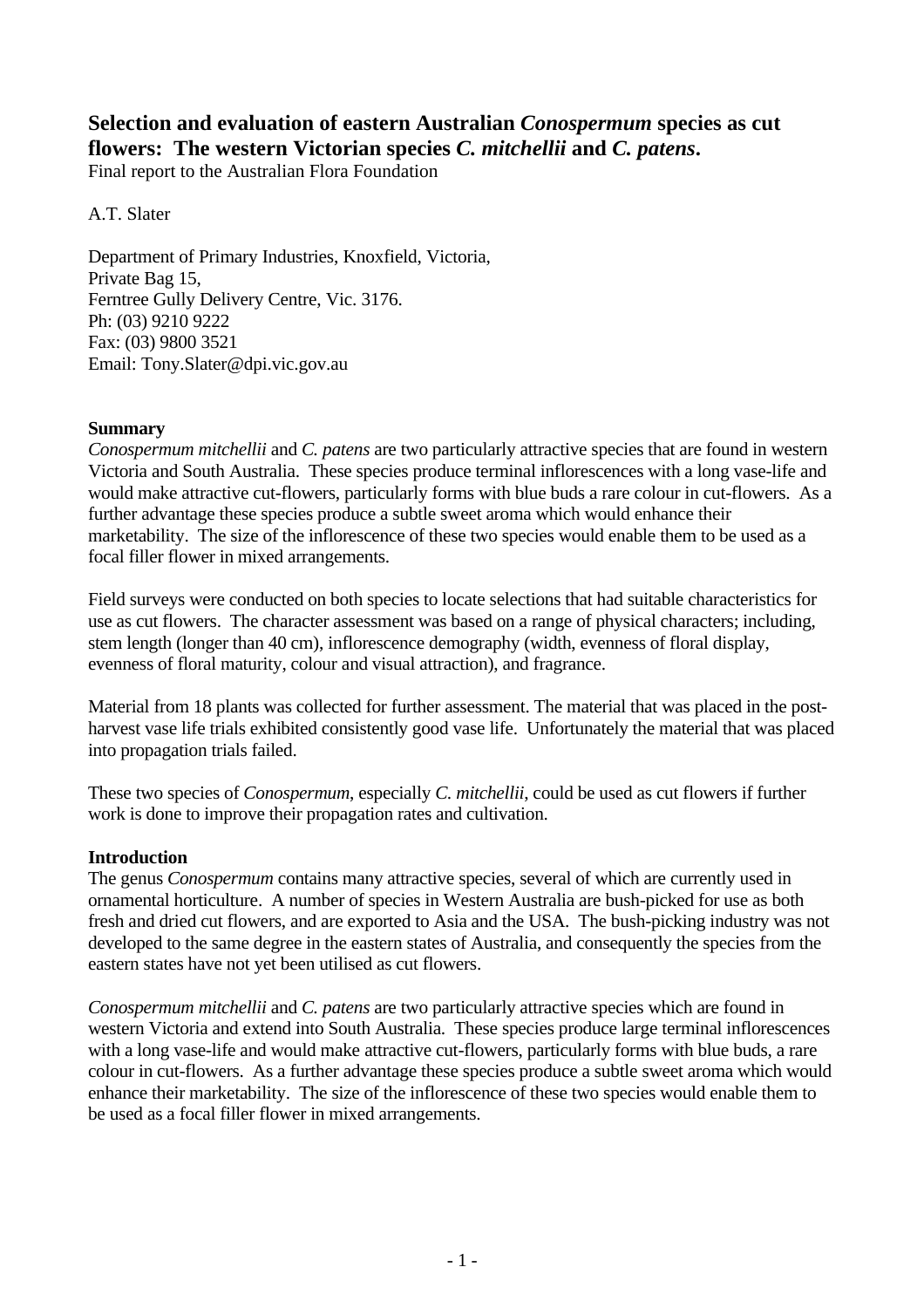# Selection and evaluation of eastern Australian *Conospermum* species as cut flowers: The western Victorian species *C. mitchellii* and *C. patens*.

Final report to the Australian Flora Foundation

A.T. Slater

Department of Primary Industries, Knoxfield, Victoria,
Private Bag 15,
Ferntree Gully Delivery Centre, Vic. 3176.
Ph: (03) 9210 9222
Fax: (03) 9800 3521
Email: Tony.Slater@dpi.vic.gov.au

## Summary

*Conospermum mitchellii* and *C. patens* are two particularly attractive species that are found in western Victoria and South Australia. These species produce terminal inflorescences with a long vase-life and would make attractive cut-flowers, particularly forms with blue buds a rare colour in cut-flowers. As a further advantage these species produce a subtle sweet aroma which would enhance their marketability. The size of the inflorescence of these two species would enable them to be used as a focal filler flower in mixed arrangements.

Field surveys were conducted on both species to locate selections that had suitable characteristics for use as cut flowers. The character assessment was based on a range of physical characters; including, stem length (longer than 40 cm), inflorescence demography (width, evenness of floral display, evenness of floral maturity, colour and visual attraction), and fragrance.

Material from 18 plants was collected for further assessment. The material that was placed in the post-harvest vase life trials exhibited consistently good vase life. Unfortunately the material that was placed into propagation trials failed.

These two species of *Conospermum*, especially *C. mitchellii*, could be used as cut flowers if further work is done to improve their propagation rates and cultivation.

## Introduction

The genus *Conospermum* contains many attractive species, several of which are currently used in ornamental horticulture. A number of species in Western Australia are bush-picked for use as both fresh and dried cut flowers, and are exported to Asia and the USA. The bush-picking industry was not developed to the same degree in the eastern states of Australia, and consequently the species from the eastern states have not yet been utilised as cut flowers.

*Conospermum mitchellii* and *C. patens* are two particularly attractive species which are found in western Victoria and extend into South Australia. These species produce large terminal inflorescences with a long vase-life and would make attractive cut-flowers, particularly forms with blue buds, a rare colour in cut-flowers. As a further advantage these species produce a subtle sweet aroma which would enhance their marketability. The size of the inflorescence of these two species would enable them to be used as a focal filler flower in mixed arrangements.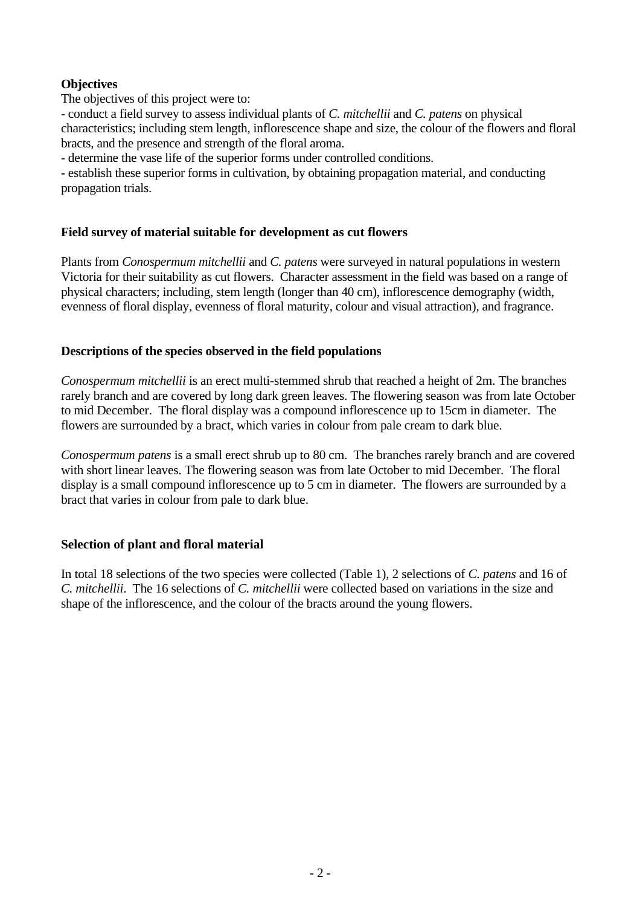**Objectives**

The objectives of this project were to:

- conduct a field survey to assess individual plants of *C. mitchellii* and *C. patens* on physical characteristics; including stem length, inflorescence shape and size, the colour of the flowers and floral bracts, and the presence and strength of the floral aroma.
- determine the vase life of the superior forms under controlled conditions.
- establish these superior forms in cultivation, by obtaining propagation material, and conducting propagation trials.

**Field survey of material suitable for development as cut flowers**

Plants from *Conospermum mitchellii* and *C. patens* were surveyed in natural populations in western Victoria for their suitability as cut flowers. Character assessment in the field was based on a range of physical characters; including, stem length (longer than 40 cm), inflorescence demography (width, evenness of floral display, evenness of floral maturity, colour and visual attraction), and fragrance.

**Descriptions of the species observed in the field populations**

*Conospermum mitchellii* is an erect multi-stemmed shrub that reached a height of 2m. The branches rarely branch and are covered by long dark green leaves. The flowering season was from late October to mid December. The floral display was a compound inflorescence up to 15cm in diameter. The flowers are surrounded by a bract, which varies in colour from pale cream to dark blue.

*Conospermum patens* is a small erect shrub up to 80 cm. The branches rarely branch and are covered with short linear leaves. The flowering season was from late October to mid December. The floral display is a small compound inflorescence up to 5 cm in diameter. The flowers are surrounded by a bract that varies in colour from pale to dark blue.

**Selection of plant and floral material**

In total 18 selections of the two species were collected (Table 1), 2 selections of *C. patens* and 16 of *C. mitchellii*. The 16 selections of *C. mitchellii* were collected based on variations in the size and shape of the inflorescence, and the colour of the bracts around the young flowers.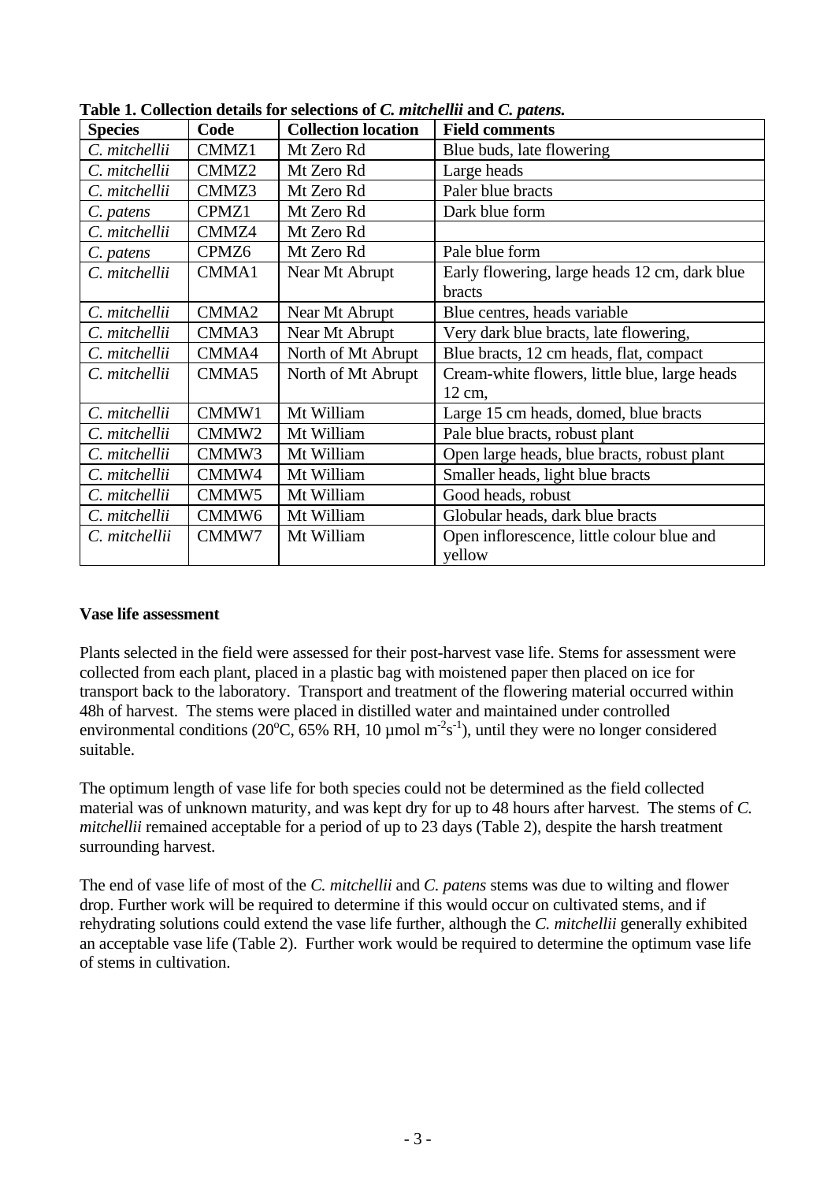**Table 1. Collection details for selections of *C. mitchellii* and *C. patens.***

| Species | Code | Collection location | Field comments |
|---|---|---|---|
| *C. mitchellii* | CMMZ1 | Mt Zero Rd | Blue buds, late flowering |
| *C. mitchellii* | CMMZ2 | Mt Zero Rd | Large heads |
| *C. mitchellii* | CMMZ3 | Mt Zero Rd | Paler blue bracts |
| *C. patens* | CPMZ1 | Mt Zero Rd | Dark blue form |
| *C. mitchellii* | CMMZ4 | Mt Zero Rd | |
| *C. patens* | CPMZ6 | Mt Zero Rd | Pale blue form |
| *C. mitchellii* | CMMA1 | Near Mt Abrupt | Early flowering, large heads 12 cm, dark blue bracts |
| *C. mitchellii* | CMMA2 | Near Mt Abrupt | Blue centres, heads variable |
| *C. mitchellii* | CMMA3 | Near Mt Abrupt | Very dark blue bracts, late flowering, |
| *C. mitchellii* | CMMA4 | North of Mt Abrupt | Blue bracts, 12 cm heads, flat, compact |
| *C. mitchellii* | CMMA5 | North of Mt Abrupt | Cream-white flowers, little blue, large heads 12 cm, |
| *C. mitchellii* | CMMW1 | Mt William | Large 15 cm heads, domed, blue bracts |
| *C. mitchellii* | CMMW2 | Mt William | Pale blue bracts, robust plant |
| *C. mitchellii* | CMMW3 | Mt William | Open large heads, blue bracts, robust plant |
| *C. mitchellii* | CMMW4 | Mt William | Smaller heads, light blue bracts |
| *C. mitchellii* | CMMW5 | Mt William | Good heads, robust |
| *C. mitchellii* | CMMW6 | Mt William | Globular heads, dark blue bracts |
| *C. mitchellii* | CMMW7 | Mt William | Open inflorescence, little colour blue and yellow |

**Vase life assessment**

Plants selected in the field were assessed for their post-harvest vase life. Stems for assessment were collected from each plant, placed in a plastic bag with moistened paper then placed on ice for transport back to the laboratory. Transport and treatment of the flowering material occurred within 48h of harvest. The stems were placed in distilled water and maintained under controlled environmental conditions (20$^{o}$C, 65% RH, 10 µmol $m^{-2}s^{-1}$), until they were no longer considered suitable.

The optimum length of vase life for both species could not be determined as the field collected material was of unknown maturity, and was kept dry for up to 48 hours after harvest. The stems of *C. mitchellii* remained acceptable for a period of up to 23 days (Table 2), despite the harsh treatment surrounding harvest.

The end of vase life of most of the *C. mitchellii* and *C. patens* stems was due to wilting and flower drop. Further work will be required to determine if this would occur on cultivated stems, and if rehydrating solutions could extend the vase life further, although the *C. mitchellii* generally exhibited an acceptable vase life (Table 2). Further work would be required to determine the optimum vase life of stems in cultivation.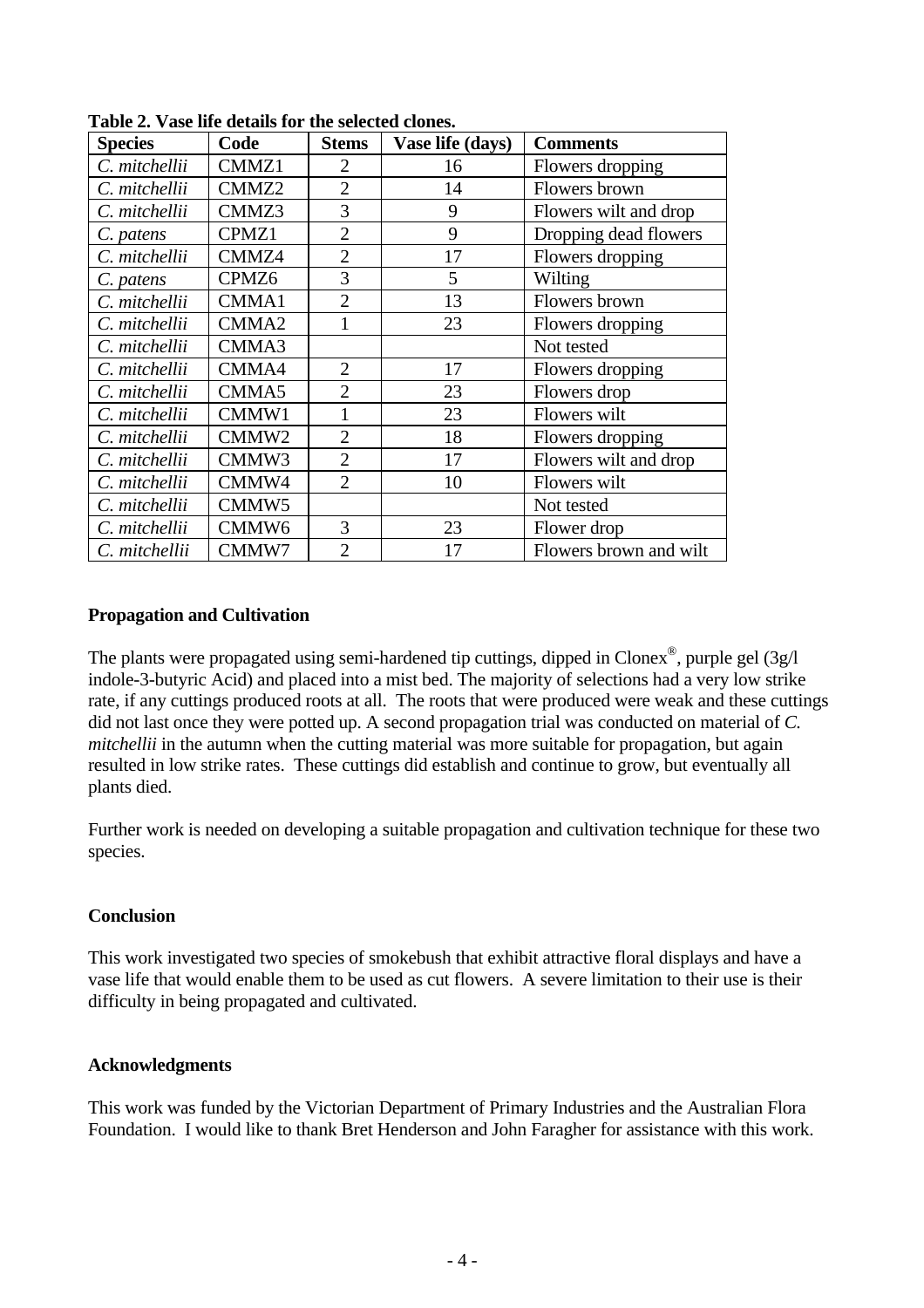**Table 2. Vase life details for the selected clones.**

| Species | Code | Stems | Vase life (days) | Comments |
|---|---|---|---|---|
| *C. mitchellii* | CMMZ1 | 2 | 16 | Flowers dropping |
| *C. mitchellii* | CMMZ2 | 2 | 14 | Flowers brown |
| *C. mitchellii* | CMMZ3 | 3 | 9 | Flowers wilt and drop |
| *C. patens* | CPMZ1 | 2 | 9 | Dropping dead flowers |
| *C. mitchellii* | CMMZ4 | 2 | 17 | Flowers dropping |
| *C. patens* | CPMZ6 | 3 | 5 | Wilting |
| *C. mitchellii* | CMMA1 | 2 | 13 | Flowers brown |
| *C. mitchellii* | CMMA2 | 1 | 23 | Flowers dropping |
| *C. mitchellii* | CMMA3 | | | Not tested |
| *C. mitchellii* | CMMA4 | 2 | 17 | Flowers dropping |
| *C. mitchellii* | CMMA5 | 2 | 23 | Flowers drop |
| *C. mitchellii* | CMMW1 | 1 | 23 | Flowers wilt |
| *C. mitchellii* | CMMW2 | 2 | 18 | Flowers dropping |
| *C. mitchellii* | CMMW3 | 2 | 17 | Flowers wilt and drop |
| *C. mitchellii* | CMMW4 | 2 | 10 | Flowers wilt |
| *C. mitchellii* | CMMW5 | | | Not tested |
| *C. mitchellii* | CMMW6 | 3 | 23 | Flower drop |
| *C. mitchellii* | CMMW7 | 2 | 17 | Flowers brown and wilt |

**Propagation and Cultivation**

The plants were propagated using semi-hardened tip cuttings, dipped in Clonex®, purple gel (3g/l indole-3-butyric Acid) and placed into a mist bed. The majority of selections had a very low strike rate, if any cuttings produced roots at all. The roots that were produced were weak and these cuttings did not last once they were potted up. A second propagation trial was conducted on material of *C. mitchellii* in the autumn when the cutting material was more suitable for propagation, but again resulted in low strike rates. These cuttings did establish and continue to grow, but eventually all plants died.

Further work is needed on developing a suitable propagation and cultivation technique for these two species.

**Conclusion**

This work investigated two species of smokebush that exhibit attractive floral displays and have a vase life that would enable them to be used as cut flowers. A severe limitation to their use is their difficulty in being propagated and cultivated.

**Acknowledgments**

This work was funded by the Victorian Department of Primary Industries and the Australian Flora Foundation. I would like to thank Bret Henderson and John Faragher for assistance with this work.